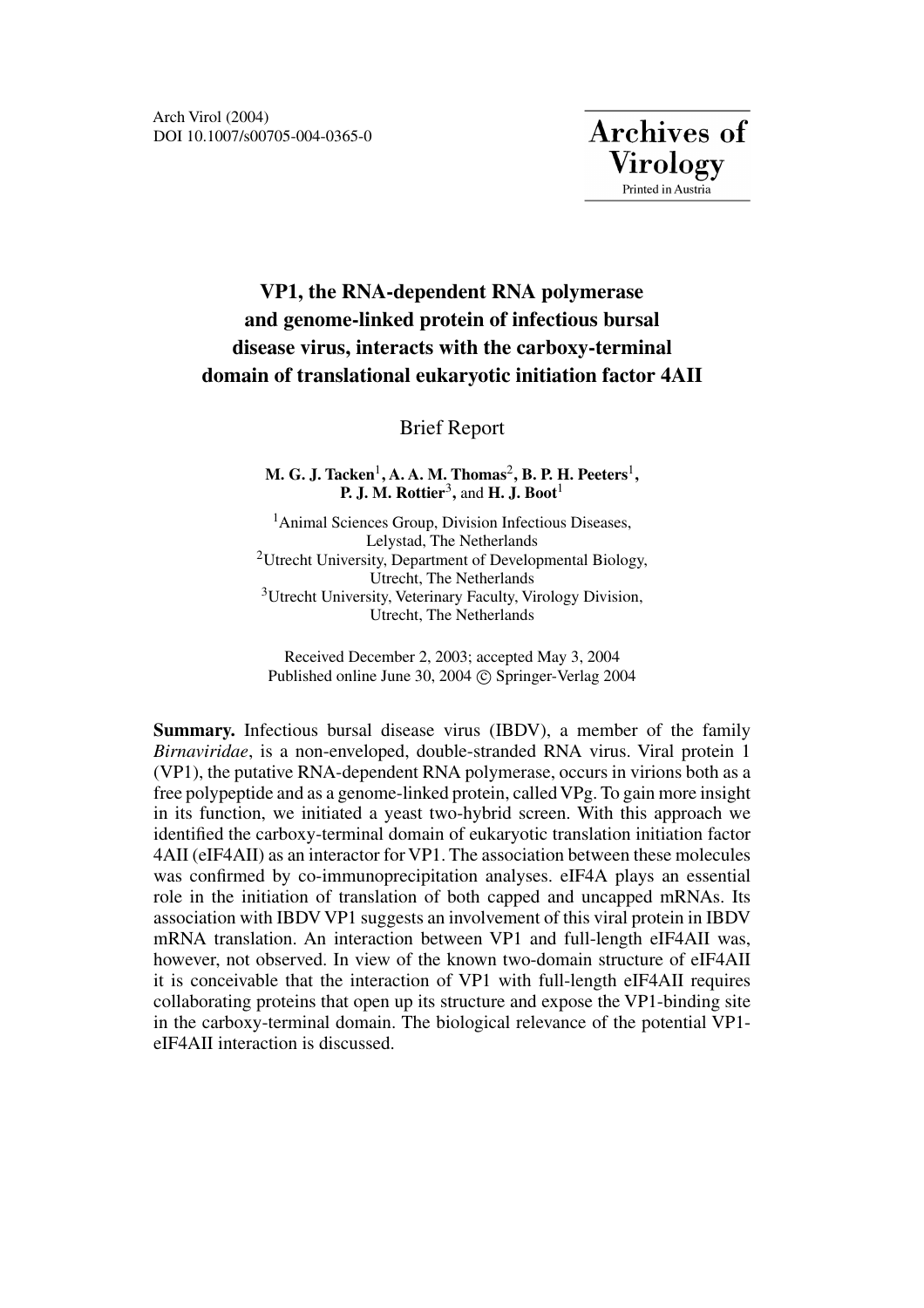Arch Virol (2004)
DOI 10.1007/s00705-004-0365-0

# VP1, the RNA-dependent RNA polymerase and genome-linked protein of infectious bursal disease virus, interacts with the carboxy-terminal domain of translational eukaryotic initiation factor 4AII

Brief Report

**M. G. J. Tacken**[1]**, A. A. M. Thomas**[2]**, B. P. H. Peeters**[1]**, P. J. M. Rottier**[3]**, and H. J. Boot**[1]

[1]Animal Sciences Group, Division Infectious Diseases, Lelystad, The Netherlands
[2]Utrecht University, Department of Developmental Biology, Utrecht, The Netherlands
[3]Utrecht University, Veterinary Faculty, Virology Division, Utrecht, The Netherlands

Received December 2, 2003; accepted May 3, 2004
Published online June 30, 2004 © Springer-Verlag 2004

**Summary.** Infectious bursal disease virus (IBDV), a member of the family *Birnaviridae*, is a non-enveloped, double-stranded RNA virus. Viral protein 1 (VP1), the putative RNA-dependent RNA polymerase, occurs in virions both as a free polypeptide and as a genome-linked protein, called VPg. To gain more insight in its function, we initiated a yeast two-hybrid screen. With this approach we identified the carboxy-terminal domain of eukaryotic translation initiation factor 4AII (eIF4AII) as an interactor for VP1. The association between these molecules was confirmed by co-immunoprecipitation analyses. eIF4A plays an essential role in the initiation of translation of both capped and uncapped mRNAs. Its association with IBDV VP1 suggests an involvement of this viral protein in IBDV mRNA translation. An interaction between VP1 and full-length eIF4AII was, however, not observed. In view of the known two-domain structure of eIF4AII it is conceivable that the interaction of VP1 with full-length eIF4AII requires collaborating proteins that open up its structure and expose the VP1-binding site in the carboxy-terminal domain. The biological relevance of the potential VP1-eIF4AII interaction is discussed.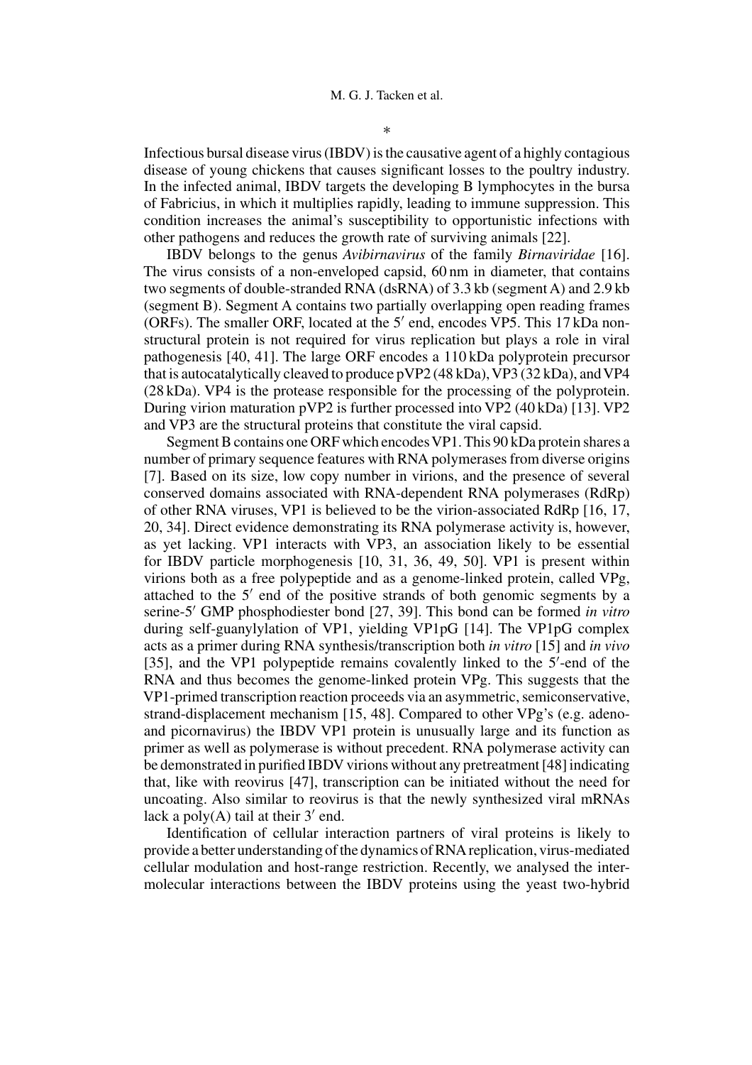*

Infectious bursal disease virus (IBDV) is the causative agent of a highly contagious disease of young chickens that causes significant losses to the poultry industry. In the infected animal, IBDV targets the developing B lymphocytes in the bursa of Fabricius, in which it multiplies rapidly, leading to immune suppression. This condition increases the animal's susceptibility to opportunistic infections with other pathogens and reduces the growth rate of surviving animals [22].

IBDV belongs to the genus *Avibirnavirus* of the family *Birnaviridae* [16]. The virus consists of a non-enveloped capsid, 60 nm in diameter, that contains two segments of double-stranded RNA (dsRNA) of 3.3 kb (segment A) and 2.9 kb (segment B). Segment A contains two partially overlapping open reading frames (ORFs). The smaller ORF, located at the 5′ end, encodes VP5. This 17 kDa non-structural protein is not required for virus replication but plays a role in viral pathogenesis [40, 41]. The large ORF encodes a 110 kDa polyprotein precursor that is autocatalytically cleaved to produce pVP2 (48 kDa), VP3 (32 kDa), and VP4 (28 kDa). VP4 is the protease responsible for the processing of the polyprotein. During virion maturation pVP2 is further processed into VP2 (40 kDa) [13]. VP2 and VP3 are the structural proteins that constitute the viral capsid.

Segment B contains one ORF which encodes VP1. This 90 kDa protein shares a number of primary sequence features with RNA polymerases from diverse origins [7]. Based on its size, low copy number in virions, and the presence of several conserved domains associated with RNA-dependent RNA polymerases (RdRp) of other RNA viruses, VP1 is believed to be the virion-associated RdRp [16, 17, 20, 34]. Direct evidence demonstrating its RNA polymerase activity is, however, as yet lacking. VP1 interacts with VP3, an association likely to be essential for IBDV particle morphogenesis [10, 31, 36, 49, 50]. VP1 is present within virions both as a free polypeptide and as a genome-linked protein, called VPg, attached to the 5′ end of the positive strands of both genomic segments by a serine-5′ GMP phosphodiester bond [27, 39]. This bond can be formed *in vitro* during self-guanylylation of VP1, yielding VP1pG [14]. The VP1pG complex acts as a primer during RNA synthesis/transcription both *in vitro* [15] and *in vivo* [35], and the VP1 polypeptide remains covalently linked to the 5′-end of the RNA and thus becomes the genome-linked protein VPg. This suggests that the VP1-primed transcription reaction proceeds via an asymmetric, semiconservative, strand-displacement mechanism [15, 48]. Compared to other VPg's (e.g. adeno- and picornavirus) the IBDV VP1 protein is unusually large and its function as primer as well as polymerase is without precedent. RNA polymerase activity can be demonstrated in purified IBDV virions without any pretreatment [48] indicating that, like with reovirus [47], transcription can be initiated without the need for uncoating. Also similar to reovirus is that the newly synthesized viral mRNAs lack a poly(A) tail at their 3′ end.

Identification of cellular interaction partners of viral proteins is likely to provide a better understanding of the dynamics of RNA replication, virus-mediated cellular modulation and host-range restriction. Recently, we analysed the intermolecular interactions between the IBDV proteins using the yeast two-hybrid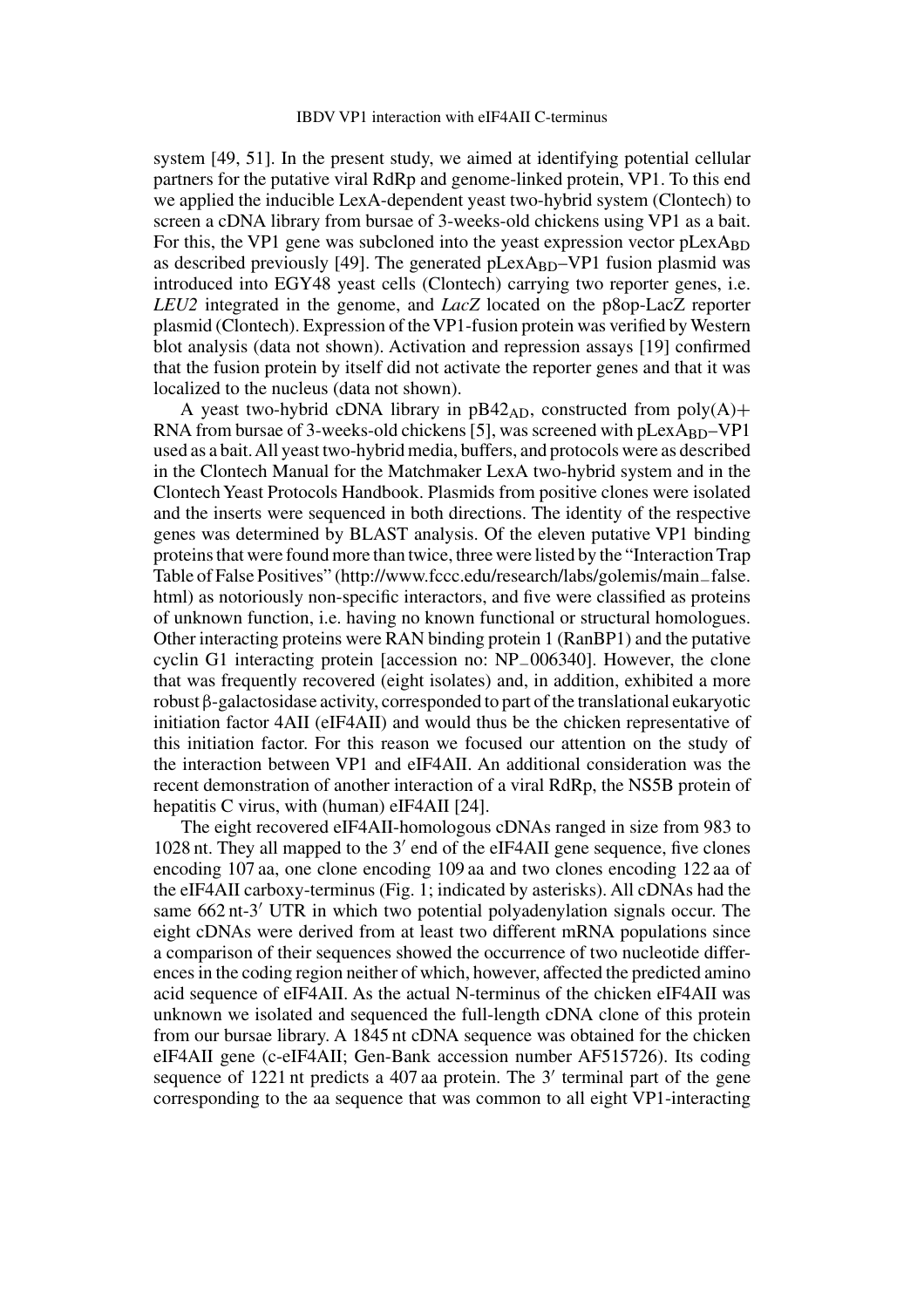system [49, 51]. In the present study, we aimed at identifying potential cellular partners for the putative viral RdRp and genome-linked protein, VP1. To this end we applied the inducible LexA-dependent yeast two-hybrid system (Clontech) to screen a cDNA library from bursae of 3-weeks-old chickens using VP1 as a bait. For this, the VP1 gene was subcloned into the yeast expression vector $pLexA_{BD}$ as described previously [49]. The generated $pLexA_{BD}$–VP1 fusion plasmid was introduced into EGY48 yeast cells (Clontech) carrying two reporter genes, i.e. *LEU2* integrated in the genome, and *LacZ* located on the p8op-LacZ reporter plasmid (Clontech). Expression of the VP1-fusion protein was verified by Western blot analysis (data not shown). Activation and repression assays [19] confirmed that the fusion protein by itself did not activate the reporter genes and that it was localized to the nucleus (data not shown).

A yeast two-hybrid cDNA library in $pB42_{AD}$, constructed from poly(A)+ RNA from bursae of 3-weeks-old chickens [5], was screened with $pLexA_{BD}$–VP1 used as a bait. All yeast two-hybrid media, buffers, and protocols were as described in the Clontech Manual for the Matchmaker LexA two-hybrid system and in the Clontech Yeast Protocols Handbook. Plasmids from positive clones were isolated and the inserts were sequenced in both directions. The identity of the respective genes was determined by BLAST analysis. Of the eleven putative VP1 binding proteins that were found more than twice, three were listed by the "Interaction Trap Table of False Positives" (http://www.fccc.edu/research/labs/golemis/main_false.html) as notoriously non-specific interactors, and five were classified as proteins of unknown function, i.e. having no known functional or structural homologues. Other interacting proteins were RAN binding protein 1 (RanBP1) and the putative cyclin G1 interacting protein [accession no: NP_006340]. However, the clone that was frequently recovered (eight isolates) and, in addition, exhibited a more robust β-galactosidase activity, corresponded to part of the translational eukaryotic initiation factor 4AII (eIF4AII) and would thus be the chicken representative of this initiation factor. For this reason we focused our attention on the study of the interaction between VP1 and eIF4AII. An additional consideration was the recent demonstration of another interaction of a viral RdRp, the NS5B protein of hepatitis C virus, with (human) eIF4AII [24].

The eight recovered eIF4AII-homologous cDNAs ranged in size from 983 to 1028 nt. They all mapped to the 3′ end of the eIF4AII gene sequence, five clones encoding 107 aa, one clone encoding 109 aa and two clones encoding 122 aa of the eIF4AII carboxy-terminus (Fig. 1; indicated by asterisks). All cDNAs had the same 662 nt-3′ UTR in which two potential polyadenylation signals occur. The eight cDNAs were derived from at least two different mRNA populations since a comparison of their sequences showed the occurrence of two nucleotide differences in the coding region neither of which, however, affected the predicted amino acid sequence of eIF4AII. As the actual N-terminus of the chicken eIF4AII was unknown we isolated and sequenced the full-length cDNA clone of this protein from our bursae library. A 1845 nt cDNA sequence was obtained for the chicken eIF4AII gene (c-eIF4AII; Gen-Bank accession number AF515726). Its coding sequence of 1221 nt predicts a 407 aa protein. The 3′ terminal part of the gene corresponding to the aa sequence that was common to all eight VP1-interacting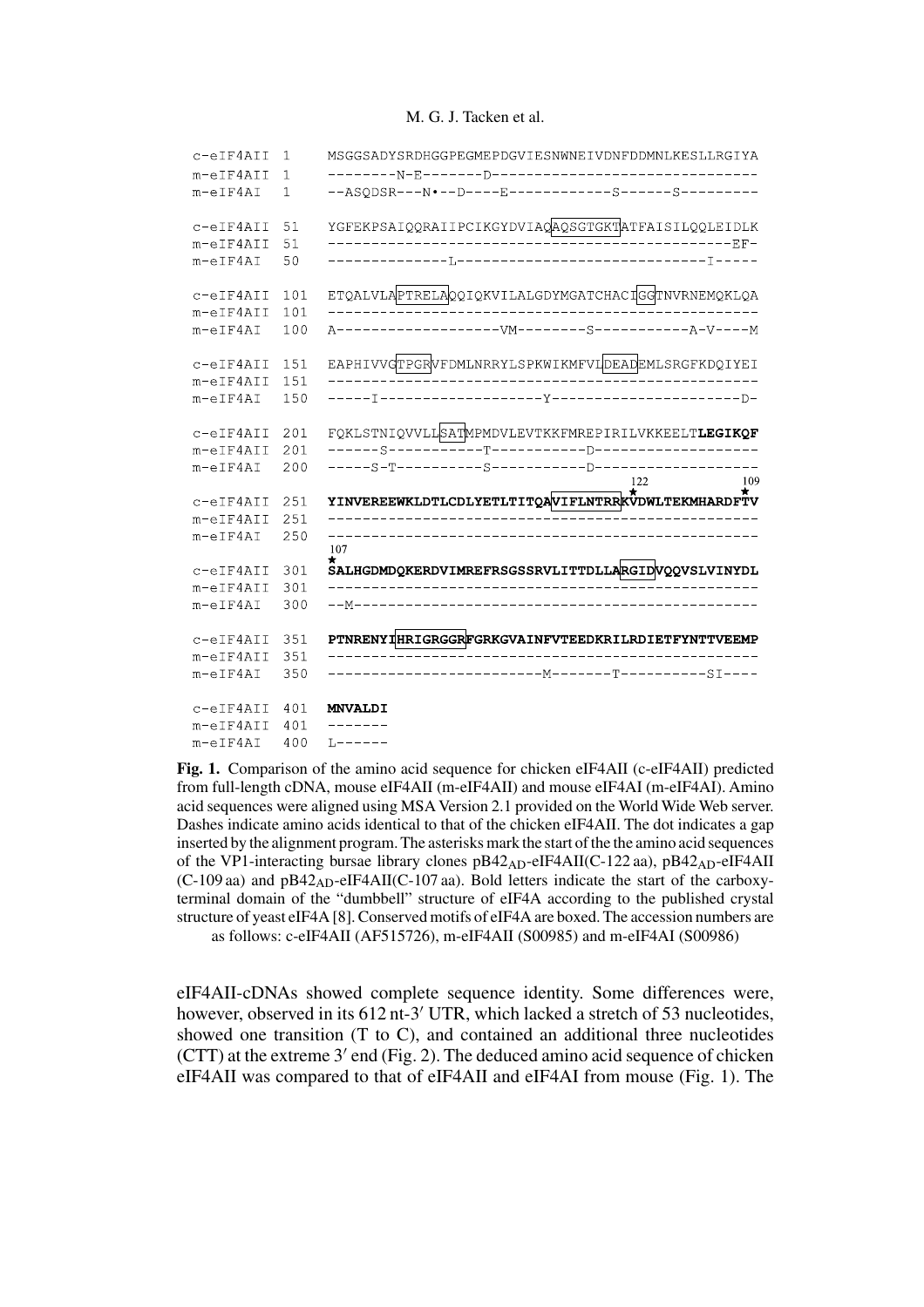```
c-eIF4AII  1    MSGGSADYSRDHGGPEGMEPDGVIESNWNEIVDNFDDMNLKESLLRGIYA
m-eIF4AII  1    --------N-E-------D-------------------------------
m-eIF4AI   1    --ASQDSR---N•--D----E------------S------S---------

c-eIF4AII  51   YGFEKPSAIQQRAIIPCIKGYDVIAQAQSGTGKTATFAISILQQLEIDLK
m-eIF4AII  51   ------------------------------------------------EF-
m-eIF4AI   50   -------------L-----------------------------I-----

c-eIF4AII  101  ETQALVLAPTRELAQQIQKVILALGDYMGATCHACIGGTNVRNEMQKLQA
m-eIF4AII  101  --------------------------------------------------
m-eIF4AI   100  A------------------VM--------S-----------A-V----M

c-eIF4AII  151  EAPHIVVGTPGRVFDMLNRRYLSPKWIKMFVLDEADEMLSRGFKDQIYEI
m-eIF4AII  151  --------------------------------------------------
m-eIF4AI   150  -----I-------------------Y----------------------D-

c-eIF4AII  201  FQKLSTNIQVVLLSATMPMDVLEVTKKFMREPIRILVKKEELTLEGIKQF
m-eIF4AII  201  ------S-----------T-----------D-------------------
m-eIF4AI   200  -----S-T----------S-----------D-------------------
                                                          122          109
                                                           *            *
c-eIF4AII  251  YINVEREEWKLDTLCDLYETLTITQAVIFLNTRRKVDWLTEKMHARDFTV
m-eIF4AII  251  --------------------------------------------------
m-eIF4AI   250  --------------------------------------------------
                107
                 *
c-eIF4AII  301  SALHGDMDQKERDVIMREFRSGSSRVLITTDLLARGIDVQQVSLVINYDL
m-eIF4AII  301  --------------------------------------------------
m-eIF4AI   300  --M-----------------------------------------------

c-eIF4AII  351  PTNRENYIHRIGRGGRFGRKGVAINFVTEEDKRILRDIETFYNTTVEEMP
m-eIF4AII  351  --------------------------------------------------
m-eIF4AI   350  -------------------------M-------T----------SI----

c-eIF4AII  401  MNVALDI
m-eIF4AII  401  -------
m-eIF4AI   400  L------
```

**Fig. 1.** Comparison of the amino acid sequence for chicken eIF4AII (c-eIF4AII) predicted from full-length cDNA, mouse eIF4AII (m-eIF4AII) and mouse eIF4AI (m-eIF4AI). Amino acid sequences were aligned using MSA Version 2.1 provided on the World Wide Web server. Dashes indicate amino acids identical to that of the chicken eIF4AII. The dot indicates a gap inserted by the alignment program. The asterisks mark the start of the the amino acid sequences of the VP1-interacting bursae library clones pB42$_{AD}$-eIF4AII(C-122 aa), pB42$_{AD}$-eIF4AII (C-109 aa) and pB42$_{AD}$-eIF4AII(C-107 aa). Bold letters indicate the start of the carboxy-terminal domain of the "dumbbell" structure of eIF4A according to the published crystal structure of yeast eIF4A [8]. Conserved motifs of eIF4A are boxed. The accession numbers are as follows: c-eIF4AII (AF515726), m-eIF4AII (S00985) and m-eIF4AI (S00986)

eIF4AII-cDNAs showed complete sequence identity. Some differences were, however, observed in its 612 nt-3′ UTR, which lacked a stretch of 53 nucleotides, showed one transition (T to C), and contained an additional three nucleotides (CTT) at the extreme 3′ end (Fig. 2). The deduced amino acid sequence of chicken eIF4AII was compared to that of eIF4AII and eIF4AI from mouse (Fig. 1). The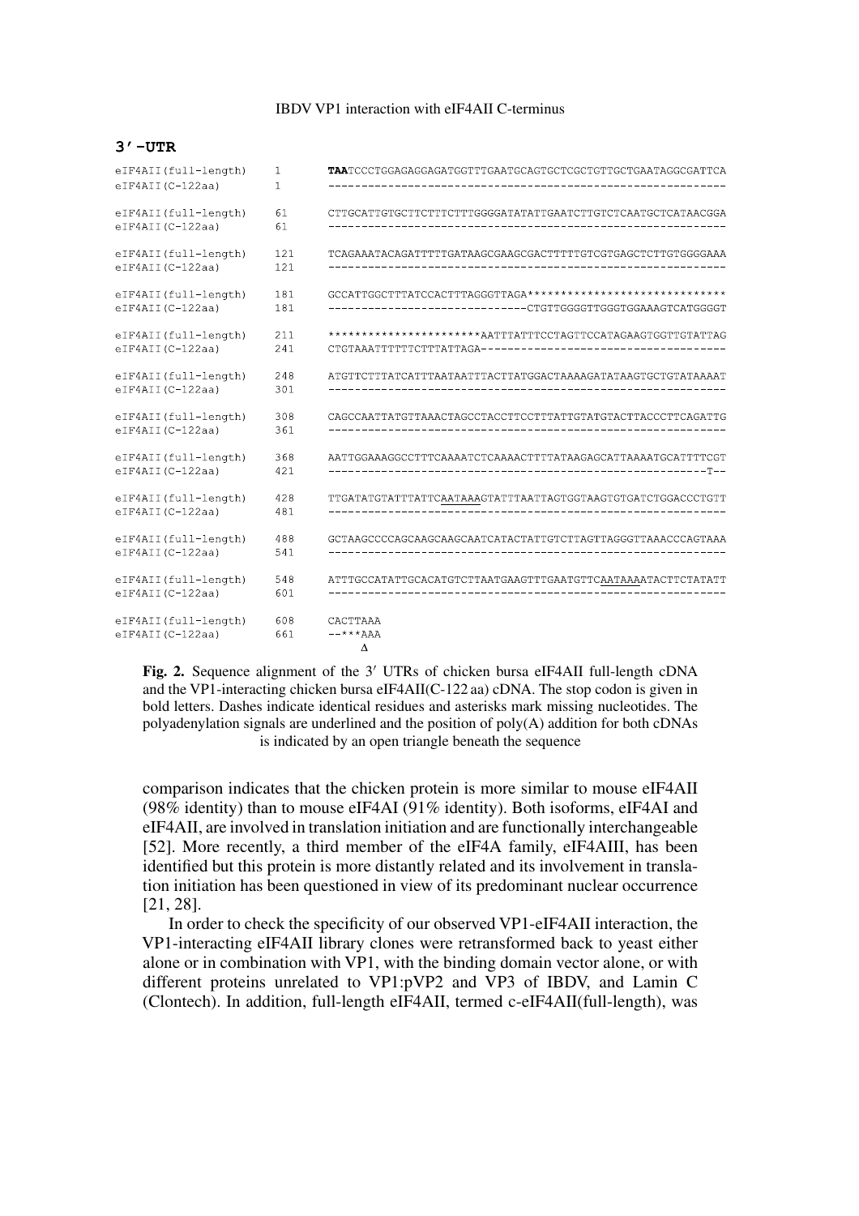### 3′-UTR

```
eIF4AII(full-length)    1     TAATCCCTGGAGAGGAGATGGTTTGAATGCAGTGCTCGCTGTTGCTGAATAGGCGATTCA
eIF4AII(C-122aa)        1     ------------------------------------------------------------

eIF4AII(full-length)    61    CTTGCATTGTGCTTCTTTCTTTGGGGATATATTGAATCTTGTCTCAATGCTCATAACGGA
eIF4AII(C-122aa)        61    ------------------------------------------------------------

eIF4AII(full-length)    121   TCAGAAATACAGATTTTTGATAAGCGAAGCGACTTTTTGTCGTGAGCTCTTGTGGGGAAA
eIF4AII(C-122aa)        121   ------------------------------------------------------------

eIF4AII(full-length)    181   GCCATTGGCTTTATCCACTTTAGGGTTAGA******************************
eIF4AII(C-122aa)        181   ------------------------------CTGTTGGGGTTGGGTGGAAAGTCATGGGGT

eIF4AII(full-length)    211   **********************AATTTATTTCCTAGTTCCATAGAAGTGGTTGTATTAG
eIF4AII(C-122aa)        241   CTGTAAATTTTTTCTTTATTAGA-------------------------------------

eIF4AII(full-length)    248   ATGTTCTTTATCATTTAATAATTTACTTATGGACTAAAAGATATAAGTGCTGTATAAAAT
eIF4AII(C-122aa)        301   ------------------------------------------------------------

eIF4AII(full-length)    308   CAGCCAATTATGTTAAACTAGCCTACCTTCCTTTATTGTATGTACTTACCCTTCAGATTG
eIF4AII(C-122aa)        361   ------------------------------------------------------------

eIF4AII(full-length)    368   AATTGGAAAGGCCTTTCAAAATCTCAAAACTTTTATAAGAGCATTAAAATGCATTTTCGT
eIF4AII(C-122aa)        421   ---------------------------------------------------------T--

eIF4AII(full-length)    428   TTGATATGTATTTATTCAATAAAGTATTTAATTAGTGGTAAGTGTGATCTGGACCCTGTT
eIF4AII(C-122aa)        481   ------------------------------------------------------------

eIF4AII(full-length)    488   GCTAAGCCCCAGCAAGCAAGCAATCATACTATTGTCTTAGTTAGGGTTAAACCCAGTAAA
eIF4AII(C-122aa)        541   ------------------------------------------------------------

eIF4AII(full-length)    548   ATTTGCCATATTGCACATGTCTTAATGAAGTTTGAATGTTCAATAAAATACTTCTATATT
eIF4AII(C-122aa)        601   ------------------------------------------------------------

eIF4AII(full-length)    608   CACTTAAA
eIF4AII(C-122aa)        661   --***AAA
                                  Δ
```

**Fig. 2.** Sequence alignment of the 3′ UTRs of chicken bursa eIF4AII full-length cDNA and the VP1-interacting chicken bursa eIF4AII(C-122 aa) cDNA. The stop codon is given in bold letters. Dashes indicate identical residues and asterisks mark missing nucleotides. The polyadenylation signals are underlined and the position of poly(A) addition for both cDNAs is indicated by an open triangle beneath the sequence

comparison indicates that the chicken protein is more similar to mouse eIF4AII (98% identity) than to mouse eIF4AI (91% identity). Both isoforms, eIF4AI and eIF4AII, are involved in translation initiation and are functionally interchangeable [52]. More recently, a third member of the eIF4A family, eIF4AIII, has been identified but this protein is more distantly related and its involvement in translation initiation has been questioned in view of its predominant nuclear occurrence [21, 28].

In order to check the specificity of our observed VP1-eIF4AII interaction, the VP1-interacting eIF4AII library clones were retransformed back to yeast either alone or in combination with VP1, with the binding domain vector alone, or with different proteins unrelated to VP1:pVP2 and VP3 of IBDV, and Lamin C (Clontech). In addition, full-length eIF4AII, termed c-eIF4AII(full-length), was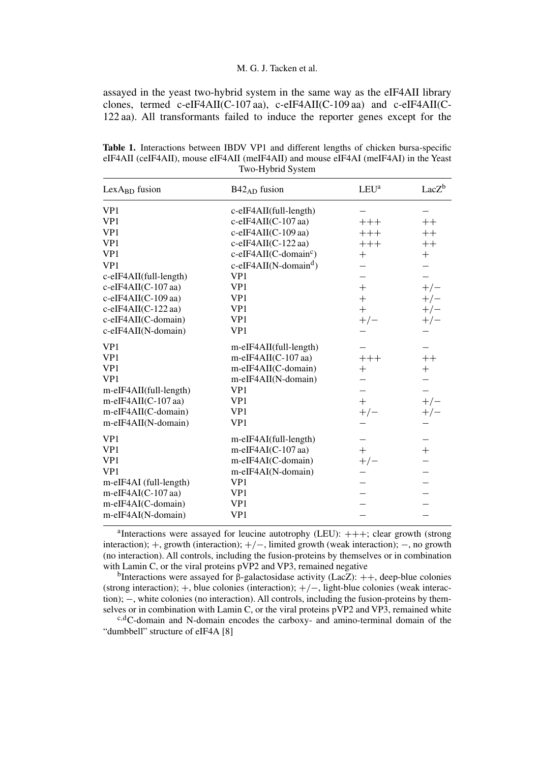assayed in the yeast two-hybrid system in the same way as the eIF4AII library clones, termed c-eIF4AII(C-107 aa), c-eIF4AII(C-109 aa) and c-eIF4AII(C-122 aa). All transformants failed to induce the reporter genes except for the

**Table 1.** Interactions between IBDV VP1 and different lengths of chicken bursa-specific eIF4AII (ceIF4AII), mouse eIF4AII (meIF4AII) and mouse eIF4AI (meIF4AI) in the Yeast Two-Hybrid System

| $LexA_{BD}$ fusion | $B42_{AD}$ fusion | LEU[a] | LacZ[b] |
|---|---|---|---|
| VP1 | c-eIF4AII(full-length) | − | − |
| VP1 | c-eIF4AII(C-107 aa) | +++ | ++ |
| VP1 | c-eIF4AII(C-109 aa) | +++ | ++ |
| VP1 | c-eIF4AII(C-122 aa) | +++ | ++ |
| VP1 | c-eIF4AII(C-domain[c]) | + | + |
| VP1 | c-eIF4AII(N-domain[d]) | − | − |
| c-eIF4AII(full-length) | VP1 | − | − |
| c-eIF4AII(C-107 aa) | VP1 | + | +/− |
| c-eIF4AII(C-109 aa) | VP1 | + | +/− |
| c-eIF4AII(C-122 aa) | VP1 | + | +/− |
| c-eIF4AII(C-domain) | VP1 | +/− | +/− |
| c-eIF4AII(N-domain) | VP1 | − | − |
| VP1 | m-eIF4AII(full-length) | − | − |
| VP1 | m-eIF4AII(C-107 aa) | +++ | ++ |
| VP1 | m-eIF4AII(C-domain) | + | + |
| VP1 | m-eIF4AII(N-domain) | − | − |
| m-eIF4AII(full-length) | VP1 | − | − |
| m-eIF4AII(C-107 aa) | VP1 | + | +/− |
| m-eIF4AII(C-domain) | VP1 | +/− | +/− |
| m-eIF4AII(N-domain) | VP1 | − | − |
| VP1 | m-eIF4AI(full-length) | − | − |
| VP1 | m-eIF4AI(C-107 aa) | + | + |
| VP1 | m-eIF4AI(C-domain) | +/− | − |
| VP1 | m-eIF4AI(N-domain) | − | − |
| m-eIF4AI (full-length) | VP1 | − | − |
| m-eIF4AI(C-107 aa) | VP1 | − | − |
| m-eIF4AI(C-domain) | VP1 | − | − |
| m-eIF4AI(N-domain) | VP1 | − | − |

[a]Interactions were assayed for leucine autotrophy (LEU): +++; clear growth (strong interaction); +, growth (interaction); +/−, limited growth (weak interaction); −, no growth (no interaction). All controls, including the fusion-proteins by themselves or in combination with Lamin C, or the viral proteins pVP2 and VP3, remained negative

[b]Interactions were assayed for β-galactosidase activity (LacZ): ++, deep-blue colonies (strong interaction); +, blue colonies (interaction); +/−, light-blue colonies (weak interaction); −, white colonies (no interaction). All controls, including the fusion-proteins by themselves or in combination with Lamin C, or the viral proteins pVP2 and VP3, remained white

[c,d]C-domain and N-domain encodes the carboxy- and amino-terminal domain of the "dumbbell" structure of eIF4A [8]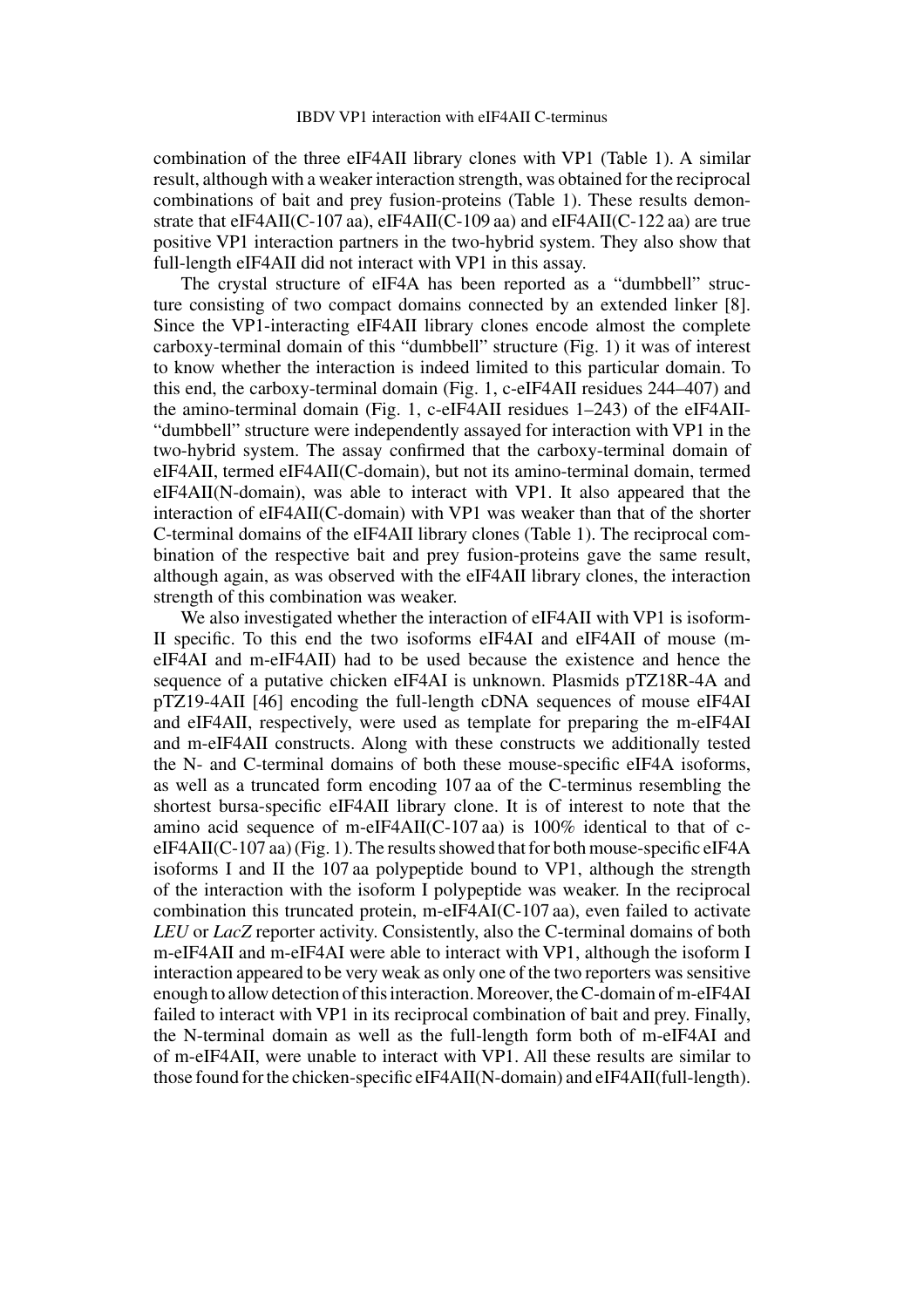combination of the three eIF4AII library clones with VP1 (Table 1). A similar result, although with a weaker interaction strength, was obtained for the reciprocal combinations of bait and prey fusion-proteins (Table 1). These results demonstrate that eIF4AII(C-107 aa), eIF4AII(C-109 aa) and eIF4AII(C-122 aa) are true positive VP1 interaction partners in the two-hybrid system. They also show that full-length eIF4AII did not interact with VP1 in this assay.

The crystal structure of eIF4A has been reported as a "dumbbell" structure consisting of two compact domains connected by an extended linker [8]. Since the VP1-interacting eIF4AII library clones encode almost the complete carboxy-terminal domain of this "dumbbell" structure (Fig. 1) it was of interest to know whether the interaction is indeed limited to this particular domain. To this end, the carboxy-terminal domain (Fig. 1, c-eIF4AII residues 244–407) and the amino-terminal domain (Fig. 1, c-eIF4AII residues 1–243) of the eIF4AII-"dumbbell" structure were independently assayed for interaction with VP1 in the two-hybrid system. The assay confirmed that the carboxy-terminal domain of eIF4AII, termed eIF4AII(C-domain), but not its amino-terminal domain, termed eIF4AII(N-domain), was able to interact with VP1. It also appeared that the interaction of eIF4AII(C-domain) with VP1 was weaker than that of the shorter C-terminal domains of the eIF4AII library clones (Table 1). The reciprocal combination of the respective bait and prey fusion-proteins gave the same result, although again, as was observed with the eIF4AII library clones, the interaction strength of this combination was weaker.

We also investigated whether the interaction of eIF4AII with VP1 is isoform-II specific. To this end the two isoforms eIF4AI and eIF4AII of mouse (m-eIF4AI and m-eIF4AII) had to be used because the existence and hence the sequence of a putative chicken eIF4AI is unknown. Plasmids pTZ18R-4A and pTZ19-4AII [46] encoding the full-length cDNA sequences of mouse eIF4AI and eIF4AII, respectively, were used as template for preparing the m-eIF4AI and m-eIF4AII constructs. Along with these constructs we additionally tested the N- and C-terminal domains of both these mouse-specific eIF4A isoforms, as well as a truncated form encoding 107 aa of the C-terminus resembling the shortest bursa-specific eIF4AII library clone. It is of interest to note that the amino acid sequence of m-eIF4AII(C-107 aa) is 100% identical to that of c-eIF4AII(C-107 aa) (Fig. 1). The results showed that for both mouse-specific eIF4A isoforms I and II the 107 aa polypeptide bound to VP1, although the strength of the interaction with the isoform I polypeptide was weaker. In the reciprocal combination this truncated protein, m-eIF4AI(C-107 aa), even failed to activate *LEU* or *LacZ* reporter activity. Consistently, also the C-terminal domains of both m-eIF4AII and m-eIF4AI were able to interact with VP1, although the isoform I interaction appeared to be very weak as only one of the two reporters was sensitive enough to allow detection of this interaction. Moreover, the C-domain of m-eIF4AI failed to interact with VP1 in its reciprocal combination of bait and prey. Finally, the N-terminal domain as well as the full-length form both of m-eIF4AI and of m-eIF4AII, were unable to interact with VP1. All these results are similar to those found for the chicken-specific eIF4AII(N-domain) and eIF4AII(full-length).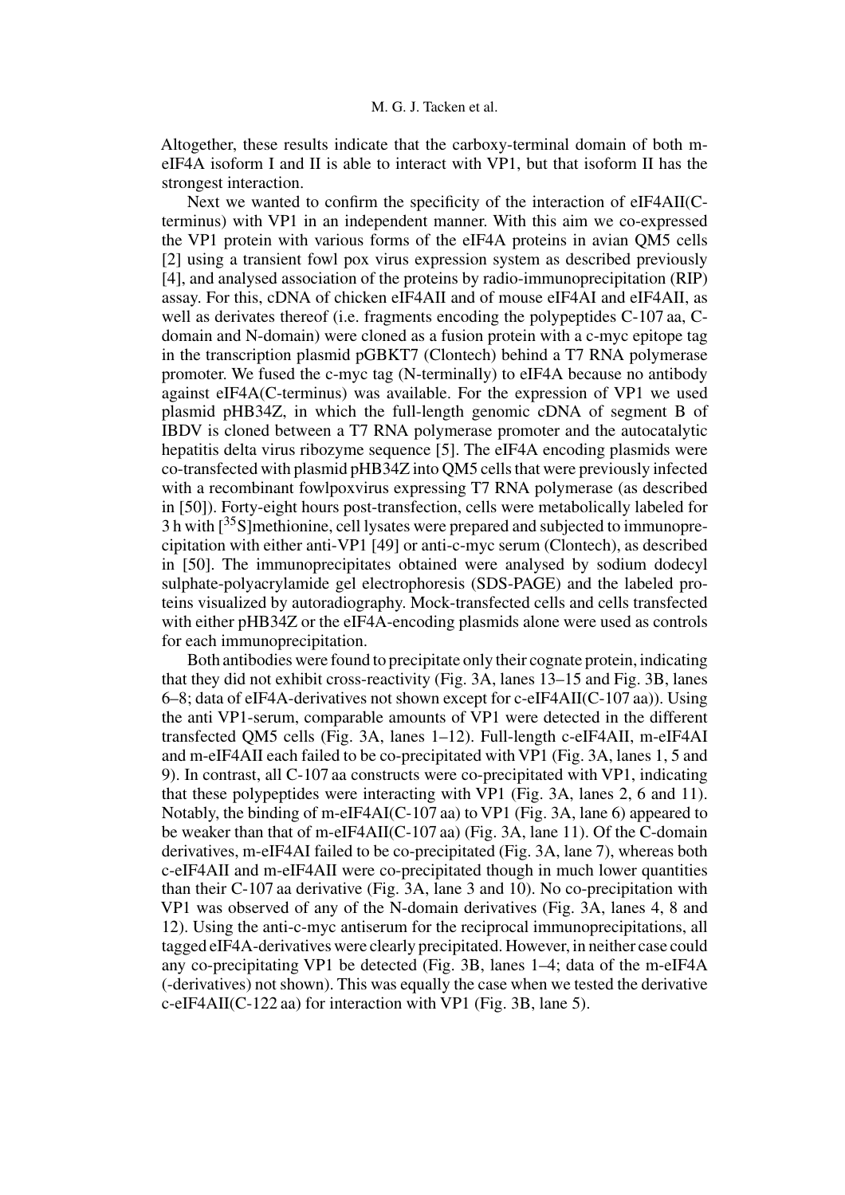Altogether, these results indicate that the carboxy-terminal domain of both m-eIF4A isoform I and II is able to interact with VP1, but that isoform II has the strongest interaction.

Next we wanted to confirm the specificity of the interaction of eIF4AII(C-terminus) with VP1 in an independent manner. With this aim we co-expressed the VP1 protein with various forms of the eIF4A proteins in avian QM5 cells [2] using a transient fowl pox virus expression system as described previously [4], and analysed association of the proteins by radio-immunoprecipitation (RIP) assay. For this, cDNA of chicken eIF4AII and of mouse eIF4AI and eIF4AII, as well as derivates thereof (i.e. fragments encoding the polypeptides C-107 aa, C-domain and N-domain) were cloned as a fusion protein with a c-myc epitope tag in the transcription plasmid pGBKT7 (Clontech) behind a T7 RNA polymerase promoter. We fused the c-myc tag (N-terminally) to eIF4A because no antibody against eIF4A(C-terminus) was available. For the expression of VP1 we used plasmid pHB34Z, in which the full-length genomic cDNA of segment B of IBDV is cloned between a T7 RNA polymerase promoter and the autocatalytic hepatitis delta virus ribozyme sequence [5]. The eIF4A encoding plasmids were co-transfected with plasmid pHB34Z into QM5 cells that were previously infected with a recombinant fowlpoxvirus expressing T7 RNA polymerase (as described in [50]). Forty-eight hours post-transfection, cells were metabolically labeled for 3 h with [$^{35}$S]methionine, cell lysates were prepared and subjected to immunoprecipitation with either anti-VP1 [49] or anti-c-myc serum (Clontech), as described in [50]. The immunoprecipitates obtained were analysed by sodium dodecyl sulphate-polyacrylamide gel electrophoresis (SDS-PAGE) and the labeled proteins visualized by autoradiography. Mock-transfected cells and cells transfected with either pHB34Z or the eIF4A-encoding plasmids alone were used as controls for each immunoprecipitation.

Both antibodies were found to precipitate only their cognate protein, indicating that they did not exhibit cross-reactivity (Fig. 3A, lanes 13–15 and Fig. 3B, lanes 6–8; data of eIF4A-derivatives not shown except for c-eIF4AII(C-107 aa)). Using the anti VP1-serum, comparable amounts of VP1 were detected in the different transfected QM5 cells (Fig. 3A, lanes 1–12). Full-length c-eIF4AII, m-eIF4AI and m-eIF4AII each failed to be co-precipitated with VP1 (Fig. 3A, lanes 1, 5 and 9). In contrast, all C-107 aa constructs were co-precipitated with VP1, indicating that these polypeptides were interacting with VP1 (Fig. 3A, lanes 2, 6 and 11). Notably, the binding of m-eIF4AI(C-107 aa) to VP1 (Fig. 3A, lane 6) appeared to be weaker than that of m-eIF4AII(C-107 aa) (Fig. 3A, lane 11). Of the C-domain derivatives, m-eIF4AI failed to be co-precipitated (Fig. 3A, lane 7), whereas both c-eIF4AII and m-eIF4AII were co-precipitated though in much lower quantities than their C-107 aa derivative (Fig. 3A, lane 3 and 10). No co-precipitation with VP1 was observed of any of the N-domain derivatives (Fig. 3A, lanes 4, 8 and 12). Using the anti-c-myc antiserum for the reciprocal immunoprecipitations, all tagged eIF4A-derivatives were clearly precipitated. However, in neither case could any co-precipitating VP1 be detected (Fig. 3B, lanes 1–4; data of the m-eIF4A (-derivatives) not shown). This was equally the case when we tested the derivative c-eIF4AII(C-122 aa) for interaction with VP1 (Fig. 3B, lane 5).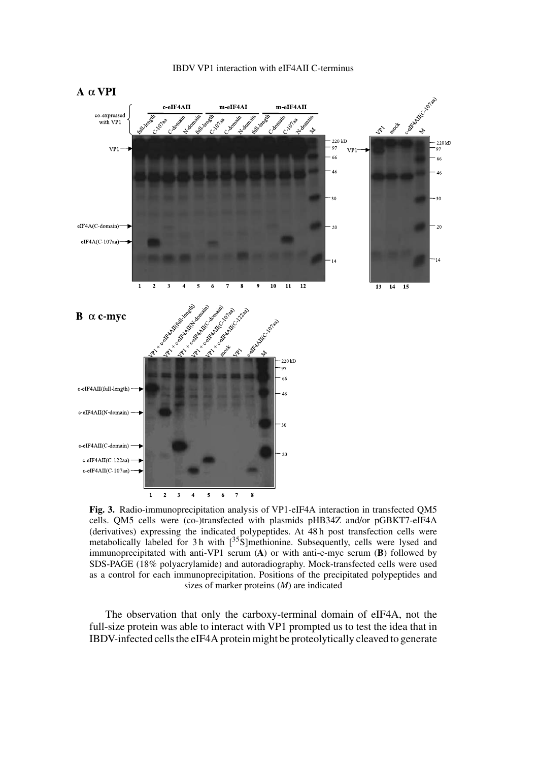**Fig. 3.** Radio-immunoprecipitation analysis of VP1-eIF4A interaction in transfected QM5 cells. QM5 cells were (co-)transfected with plasmids pHB34Z and/or pGBKT7-eIF4A (derivatives) expressing the indicated polypeptides. At 48 h post transfection cells were metabolically labeled for 3 h with [$^{35}$S]methionine. Subsequently, cells were lysed and immunoprecipitated with anti-VP1 serum (**A**) or with anti-c-myc serum (**B**) followed by SDS-PAGE (18% polyacrylamide) and autoradiography. Mock-transfected cells were used as a control for each immunoprecipitation. Positions of the precipitated polypeptides and sizes of marker proteins (*M*) are indicated

The observation that only the carboxy-terminal domain of eIF4A, not the full-size protein was able to interact with VP1 prompted us to test the idea that in IBDV-infected cells the eIF4A protein might be proteolytically cleaved to generate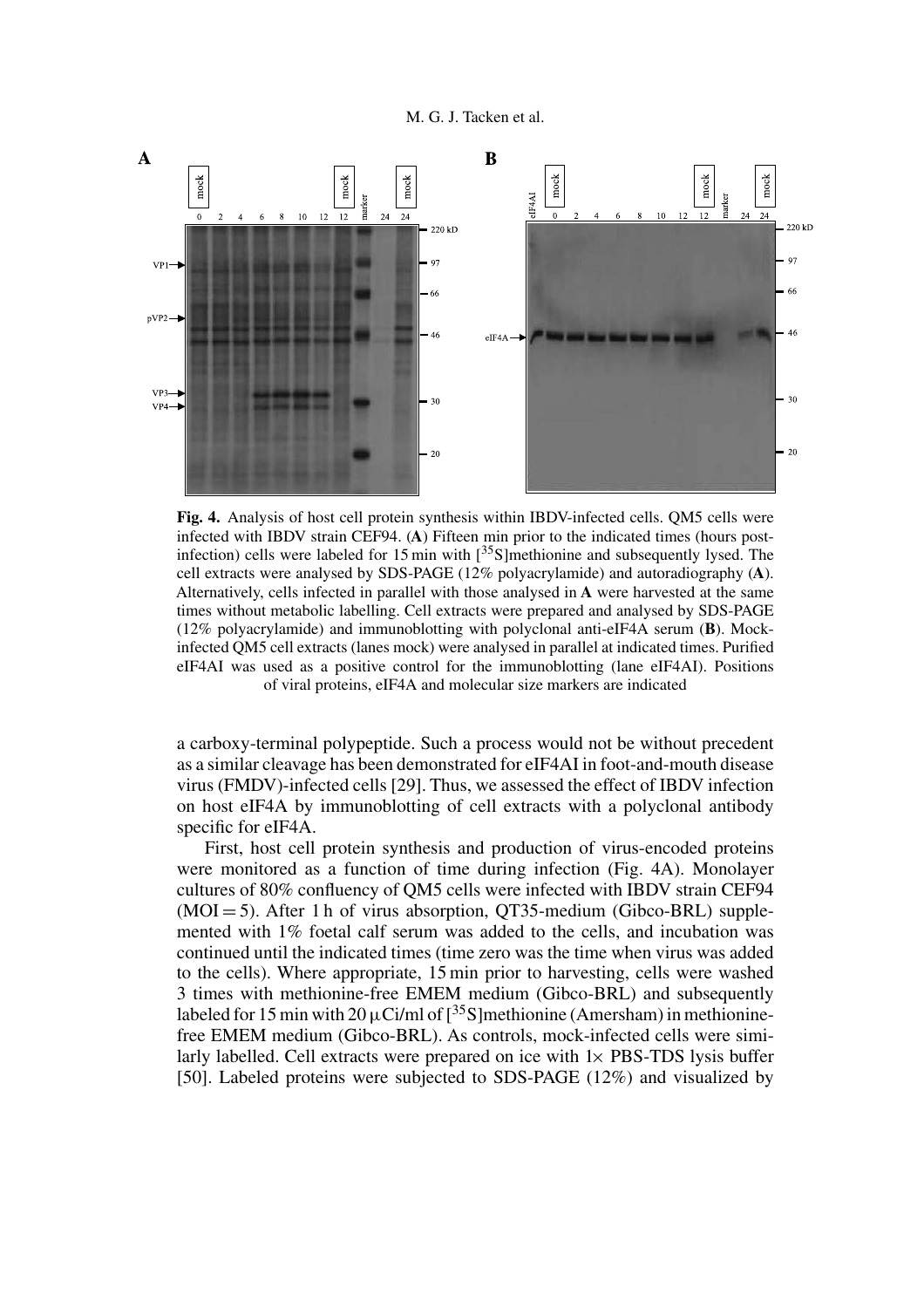**Fig. 4.** Analysis of host cell protein synthesis within IBDV-infected cells. QM5 cells were infected with IBDV strain CEF94. (**A**) Fifteen min prior to the indicated times (hours post-infection) cells were labeled for 15 min with [$^{35}$S]methionine and subsequently lysed. The cell extracts were analysed by SDS-PAGE (12% polyacrylamide) and autoradiography (**A**). Alternatively, cells infected in parallel with those analysed in **A** were harvested at the same times without metabolic labelling. Cell extracts were prepared and analysed by SDS-PAGE (12% polyacrylamide) and immunoblotting with polyclonal anti-eIF4A serum (**B**). Mock-infected QM5 cell extracts (lanes mock) were analysed in parallel at indicated times. Purified eIF4AI was used as a positive control for the immunoblotting (lane eIF4AI). Positions of viral proteins, eIF4A and molecular size markers are indicated

a carboxy-terminal polypeptide. Such a process would not be without precedent as a similar cleavage has been demonstrated for eIF4AI in foot-and-mouth disease virus (FMDV)-infected cells [29]. Thus, we assessed the effect of IBDV infection on host eIF4A by immunoblotting of cell extracts with a polyclonal antibody specific for eIF4A.

First, host cell protein synthesis and production of virus-encoded proteins were monitored as a function of time during infection (Fig. 4A). Monolayer cultures of 80% confluency of QM5 cells were infected with IBDV strain CEF94 (MOI = 5). After 1 h of virus absorption, QT35-medium (Gibco-BRL) supplemented with 1% foetal calf serum was added to the cells, and incubation was continued until the indicated times (time zero was the time when virus was added to the cells). Where appropriate, 15 min prior to harvesting, cells were washed 3 times with methionine-free EMEM medium (Gibco-BRL) and subsequently labeled for 15 min with 20 μCi/ml of [$^{35}$S]methionine (Amersham) in methionine-free EMEM medium (Gibco-BRL). As controls, mock-infected cells were similarly labelled. Cell extracts were prepared on ice with 1× PBS-TDS lysis buffer [50]. Labeled proteins were subjected to SDS-PAGE (12%) and visualized by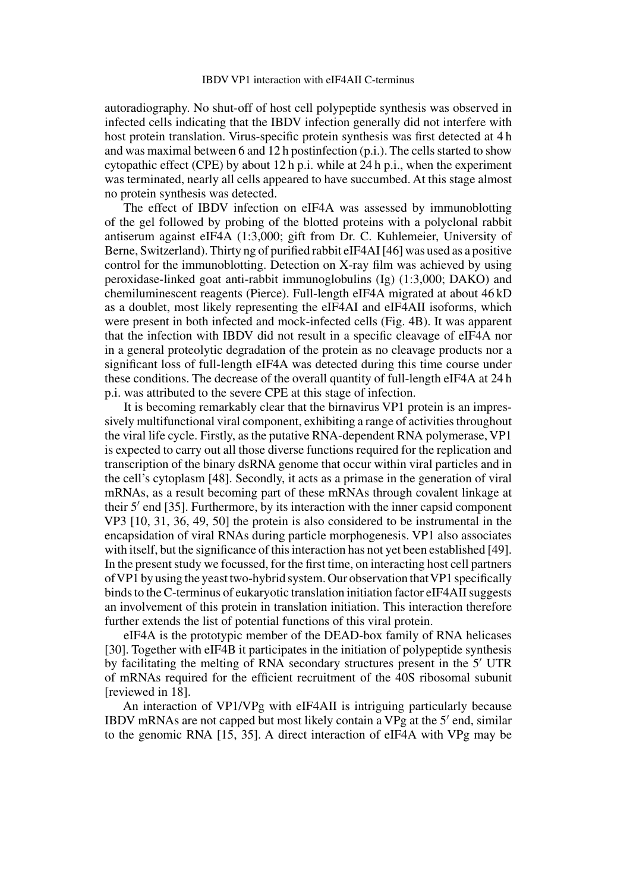autoradiography. No shut-off of host cell polypeptide synthesis was observed in infected cells indicating that the IBDV infection generally did not interfere with host protein translation. Virus-specific protein synthesis was first detected at 4 h and was maximal between 6 and 12 h postinfection (p.i.). The cells started to show cytopathic effect (CPE) by about 12 h p.i. while at 24 h p.i., when the experiment was terminated, nearly all cells appeared to have succumbed. At this stage almost no protein synthesis was detected.

The effect of IBDV infection on eIF4A was assessed by immunoblotting of the gel followed by probing of the blotted proteins with a polyclonal rabbit antiserum against eIF4A (1:3,000; gift from Dr. C. Kuhlemeier, University of Berne, Switzerland). Thirty ng of purified rabbit eIF4AI [46] was used as a positive control for the immunoblotting. Detection on X-ray film was achieved by using peroxidase-linked goat anti-rabbit immunoglobulins (Ig) (1:3,000; DAKO) and chemiluminescent reagents (Pierce). Full-length eIF4A migrated at about 46 kD as a doublet, most likely representing the eIF4AI and eIF4AII isoforms, which were present in both infected and mock-infected cells (Fig. 4B). It was apparent that the infection with IBDV did not result in a specific cleavage of eIF4A nor in a general proteolytic degradation of the protein as no cleavage products nor a significant loss of full-length eIF4A was detected during this time course under these conditions. The decrease of the overall quantity of full-length eIF4A at 24 h p.i. was attributed to the severe CPE at this stage of infection.

It is becoming remarkably clear that the birnavirus VP1 protein is an impressively multifunctional viral component, exhibiting a range of activities throughout the viral life cycle. Firstly, as the putative RNA-dependent RNA polymerase, VP1 is expected to carry out all those diverse functions required for the replication and transcription of the binary dsRNA genome that occur within viral particles and in the cell's cytoplasm [48]. Secondly, it acts as a primase in the generation of viral mRNAs, as a result becoming part of these mRNAs through covalent linkage at their 5′ end [35]. Furthermore, by its interaction with the inner capsid component VP3 [10, 31, 36, 49, 50] the protein is also considered to be instrumental in the encapsidation of viral RNAs during particle morphogenesis. VP1 also associates with itself, but the significance of this interaction has not yet been established [49]. In the present study we focussed, for the first time, on interacting host cell partners of VP1 by using the yeast two-hybrid system. Our observation that VP1 specifically binds to the C-terminus of eukaryotic translation initiation factor eIF4AII suggests an involvement of this protein in translation initiation. This interaction therefore further extends the list of potential functions of this viral protein.

eIF4A is the prototypic member of the DEAD-box family of RNA helicases [30]. Together with eIF4B it participates in the initiation of polypeptide synthesis by facilitating the melting of RNA secondary structures present in the 5′ UTR of mRNAs required for the efficient recruitment of the 40S ribosomal subunit [reviewed in 18].

An interaction of VP1/VPg with eIF4AII is intriguing particularly because IBDV mRNAs are not capped but most likely contain a VPg at the 5′ end, similar to the genomic RNA [15, 35]. A direct interaction of eIF4A with VPg may be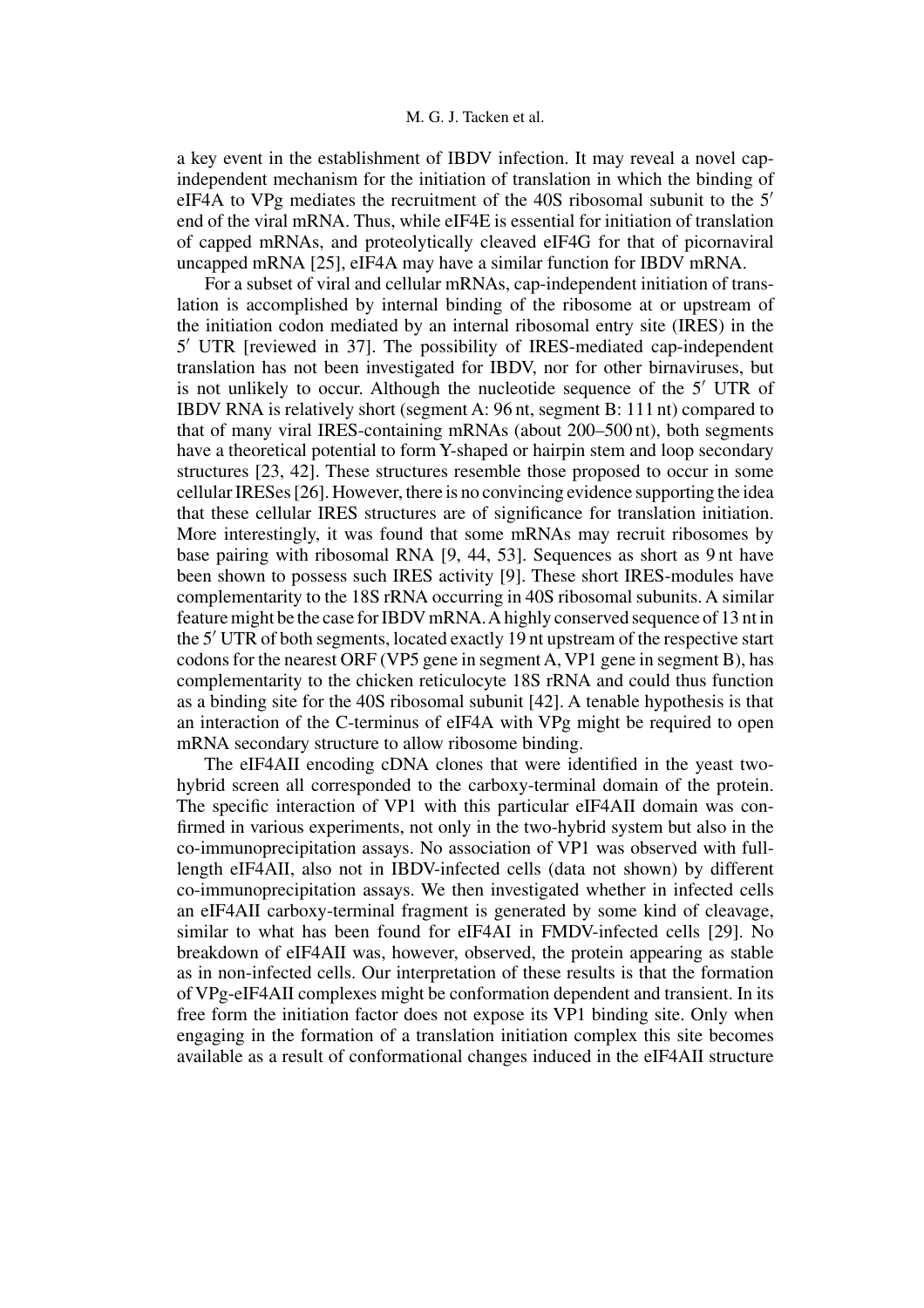a key event in the establishment of IBDV infection. It may reveal a novel cap-independent mechanism for the initiation of translation in which the binding of eIF4A to VPg mediates the recruitment of the 40S ribosomal subunit to the 5′ end of the viral mRNA. Thus, while eIF4E is essential for initiation of translation of capped mRNAs, and proteolytically cleaved eIF4G for that of picornaviral uncapped mRNA [25], eIF4A may have a similar function for IBDV mRNA.

For a subset of viral and cellular mRNAs, cap-independent initiation of translation is accomplished by internal binding of the ribosome at or upstream of the initiation codon mediated by an internal ribosomal entry site (IRES) in the 5′ UTR [reviewed in 37]. The possibility of IRES-mediated cap-independent translation has not been investigated for IBDV, nor for other birnaviruses, but is not unlikely to occur. Although the nucleotide sequence of the 5′ UTR of IBDV RNA is relatively short (segment A: 96 nt, segment B: 111 nt) compared to that of many viral IRES-containing mRNAs (about 200–500 nt), both segments have a theoretical potential to form Y-shaped or hairpin stem and loop secondary structures [23, 42]. These structures resemble those proposed to occur in some cellular IRESes [26]. However, there is no convincing evidence supporting the idea that these cellular IRES structures are of significance for translation initiation. More interestingly, it was found that some mRNAs may recruit ribosomes by base pairing with ribosomal RNA [9, 44, 53]. Sequences as short as 9 nt have been shown to possess such IRES activity [9]. These short IRES-modules have complementarity to the 18S rRNA occurring in 40S ribosomal subunits. A similar feature might be the case for IBDV mRNA. A highly conserved sequence of 13 nt in the 5′ UTR of both segments, located exactly 19 nt upstream of the respective start codons for the nearest ORF (VP5 gene in segment A, VP1 gene in segment B), has complementarity to the chicken reticulocyte 18S rRNA and could thus function as a binding site for the 40S ribosomal subunit [42]. A tenable hypothesis is that an interaction of the C-terminus of eIF4A with VPg might be required to open mRNA secondary structure to allow ribosome binding.

The eIF4AII encoding cDNA clones that were identified in the yeast two-hybrid screen all corresponded to the carboxy-terminal domain of the protein. The specific interaction of VP1 with this particular eIF4AII domain was confirmed in various experiments, not only in the two-hybrid system but also in the co-immunoprecipitation assays. No association of VP1 was observed with full-length eIF4AII, also not in IBDV-infected cells (data not shown) by different co-immunoprecipitation assays. We then investigated whether in infected cells an eIF4AII carboxy-terminal fragment is generated by some kind of cleavage, similar to what has been found for eIF4AI in FMDV-infected cells [29]. No breakdown of eIF4AII was, however, observed, the protein appearing as stable as in non-infected cells. Our interpretation of these results is that the formation of VPg-eIF4AII complexes might be conformation dependent and transient. In its free form the initiation factor does not expose its VP1 binding site. Only when engaging in the formation of a translation initiation complex this site becomes available as a result of conformational changes induced in the eIF4AII structure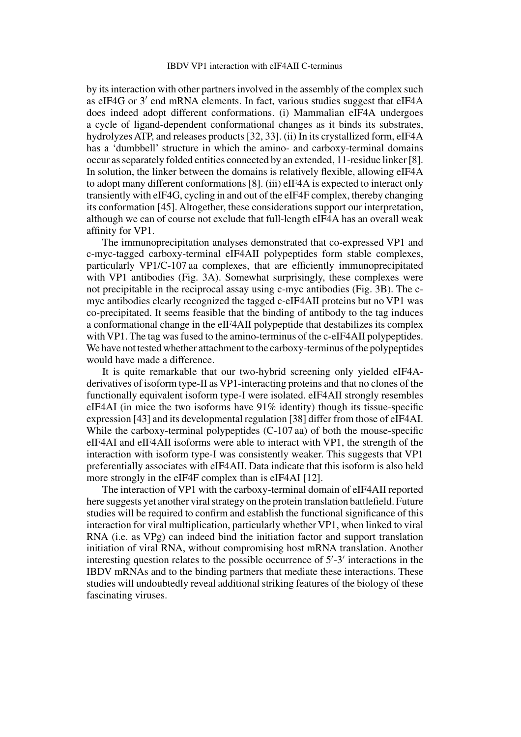by its interaction with other partners involved in the assembly of the complex such as eIF4G or 3′ end mRNA elements. In fact, various studies suggest that eIF4A does indeed adopt different conformations. (i) Mammalian eIF4A undergoes a cycle of ligand-dependent conformational changes as it binds its substrates, hydrolyzes ATP, and releases products [32, 33]. (ii) In its crystallized form, eIF4A has a 'dumbbell' structure in which the amino- and carboxy-terminal domains occur as separately folded entities connected by an extended, 11-residue linker [8]. In solution, the linker between the domains is relatively flexible, allowing eIF4A to adopt many different conformations [8]. (iii) eIF4A is expected to interact only transiently with eIF4G, cycling in and out of the eIF4F complex, thereby changing its conformation [45]. Altogether, these considerations support our interpretation, although we can of course not exclude that full-length eIF4A has an overall weak affinity for VP1.

The immunoprecipitation analyses demonstrated that co-expressed VP1 and c-myc-tagged carboxy-terminal eIF4AII polypeptides form stable complexes, particularly VP1/C-107 aa complexes, that are efficiently immunoprecipitated with VP1 antibodies (Fig. 3A). Somewhat surprisingly, these complexes were not precipitable in the reciprocal assay using c-myc antibodies (Fig. 3B). The c-myc antibodies clearly recognized the tagged c-eIF4AII proteins but no VP1 was co-precipitated. It seems feasible that the binding of antibody to the tag induces a conformational change in the eIF4AII polypeptide that destabilizes its complex with VP1. The tag was fused to the amino-terminus of the c-eIF4AII polypeptides. We have not tested whether attachment to the carboxy-terminus of the polypeptides would have made a difference.

It is quite remarkable that our two-hybrid screening only yielded eIF4A-derivatives of isoform type-II as VP1-interacting proteins and that no clones of the functionally equivalent isoform type-I were isolated. eIF4AII strongly resembles eIF4AI (in mice the two isoforms have 91% identity) though its tissue-specific expression [43] and its developmental regulation [38] differ from those of eIF4AI. While the carboxy-terminal polypeptides (C-107 aa) of both the mouse-specific eIF4AI and eIF4AII isoforms were able to interact with VP1, the strength of the interaction with isoform type-I was consistently weaker. This suggests that VP1 preferentially associates with eIF4AII. Data indicate that this isoform is also held more strongly in the eIF4F complex than is eIF4AI [12].

The interaction of VP1 with the carboxy-terminal domain of eIF4AII reported here suggests yet another viral strategy on the protein translation battlefield. Future studies will be required to confirm and establish the functional significance of this interaction for viral multiplication, particularly whether VP1, when linked to viral RNA (i.e. as VPg) can indeed bind the initiation factor and support translation initiation of viral RNA, without compromising host mRNA translation. Another interesting question relates to the possible occurrence of 5′-3′ interactions in the IBDV mRNAs and to the binding partners that mediate these interactions. These studies will undoubtedly reveal additional striking features of the biology of these fascinating viruses.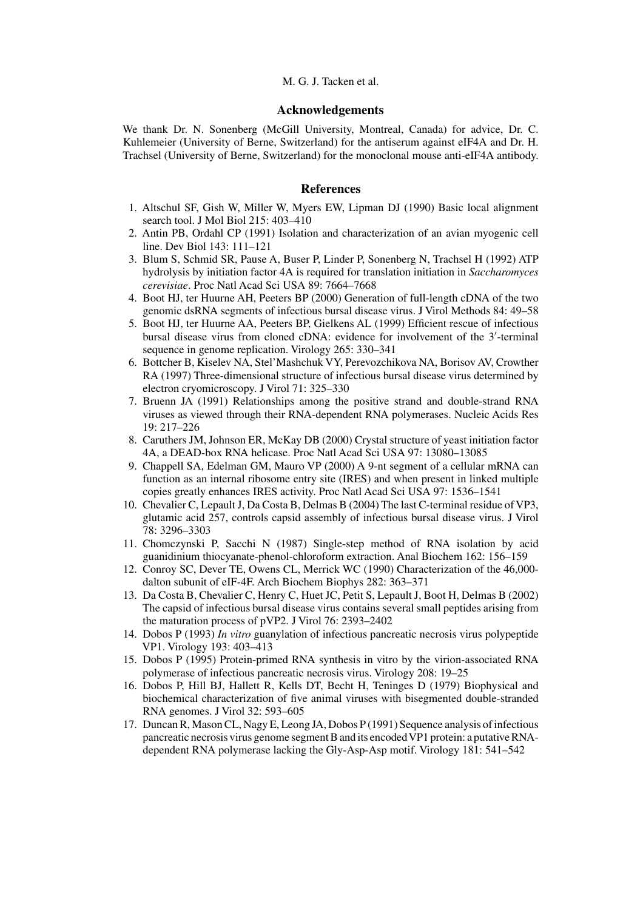## Acknowledgements

We thank Dr. N. Sonenberg (McGill University, Montreal, Canada) for advice, Dr. C. Kuhlemeier (University of Berne, Switzerland) for the antiserum against eIF4A and Dr. H. Trachsel (University of Berne, Switzerland) for the monoclonal mouse anti-eIF4A antibody.

## References

1. Altschul SF, Gish W, Miller W, Myers EW, Lipman DJ (1990) Basic local alignment search tool. J Mol Biol 215: 403–410
2. Antin PB, Ordahl CP (1991) Isolation and characterization of an avian myogenic cell line. Dev Biol 143: 111–121
3. Blum S, Schmid SR, Pause A, Buser P, Linder P, Sonenberg N, Trachsel H (1992) ATP hydrolysis by initiation factor 4A is required for translation initiation in *Saccharomyces cerevisiae*. Proc Natl Acad Sci USA 89: 7664–7668
4. Boot HJ, ter Huurne AH, Peeters BP (2000) Generation of full-length cDNA of the two genomic dsRNA segments of infectious bursal disease virus. J Virol Methods 84: 49–58
5. Boot HJ, ter Huurne AA, Peeters BP, Gielkens AL (1999) Efficient rescue of infectious bursal disease virus from cloned cDNA: evidence for involvement of the 3′-terminal sequence in genome replication. Virology 265: 330–341
6. Bottcher B, Kiselev NA, Stel'Mashchuk VY, Perevozchikova NA, Borisov AV, Crowther RA (1997) Three-dimensional structure of infectious bursal disease virus determined by electron cryomicroscopy. J Virol 71: 325–330
7. Bruenn JA (1991) Relationships among the positive strand and double-strand RNA viruses as viewed through their RNA-dependent RNA polymerases. Nucleic Acids Res 19: 217–226
8. Caruthers JM, Johnson ER, McKay DB (2000) Crystal structure of yeast initiation factor 4A, a DEAD-box RNA helicase. Proc Natl Acad Sci USA 97: 13080–13085
9. Chappell SA, Edelman GM, Mauro VP (2000) A 9-nt segment of a cellular mRNA can function as an internal ribosome entry site (IRES) and when present in linked multiple copies greatly enhances IRES activity. Proc Natl Acad Sci USA 97: 1536–1541
10. Chevalier C, Lepault J, Da Costa B, Delmas B (2004) The last C-terminal residue of VP3, glutamic acid 257, controls capsid assembly of infectious bursal disease virus. J Virol 78: 3296–3303
11. Chomczynski P, Sacchi N (1987) Single-step method of RNA isolation by acid guanidinium thiocyanate-phenol-chloroform extraction. Anal Biochem 162: 156–159
12. Conroy SC, Dever TE, Owens CL, Merrick WC (1990) Characterization of the 46,000-dalton subunit of eIF-4F. Arch Biochem Biophys 282: 363–371
13. Da Costa B, Chevalier C, Henry C, Huet JC, Petit S, Lepault J, Boot H, Delmas B (2002) The capsid of infectious bursal disease virus contains several small peptides arising from the maturation process of pVP2. J Virol 76: 2393–2402
14. Dobos P (1993) *In vitro* guanylation of infectious pancreatic necrosis virus polypeptide VP1. Virology 193: 403–413
15. Dobos P (1995) Protein-primed RNA synthesis in vitro by the virion-associated RNA polymerase of infectious pancreatic necrosis virus. Virology 208: 19–25
16. Dobos P, Hill BJ, Hallett R, Kells DT, Becht H, Teninges D (1979) Biophysical and biochemical characterization of five animal viruses with bisegmented double-stranded RNA genomes. J Virol 32: 593–605
17. Duncan R, Mason CL, Nagy E, Leong JA, Dobos P (1991) Sequence analysis of infectious pancreatic necrosis virus genome segment B and its encoded VP1 protein: a putative RNA-dependent RNA polymerase lacking the Gly-Asp-Asp motif. Virology 181: 541–542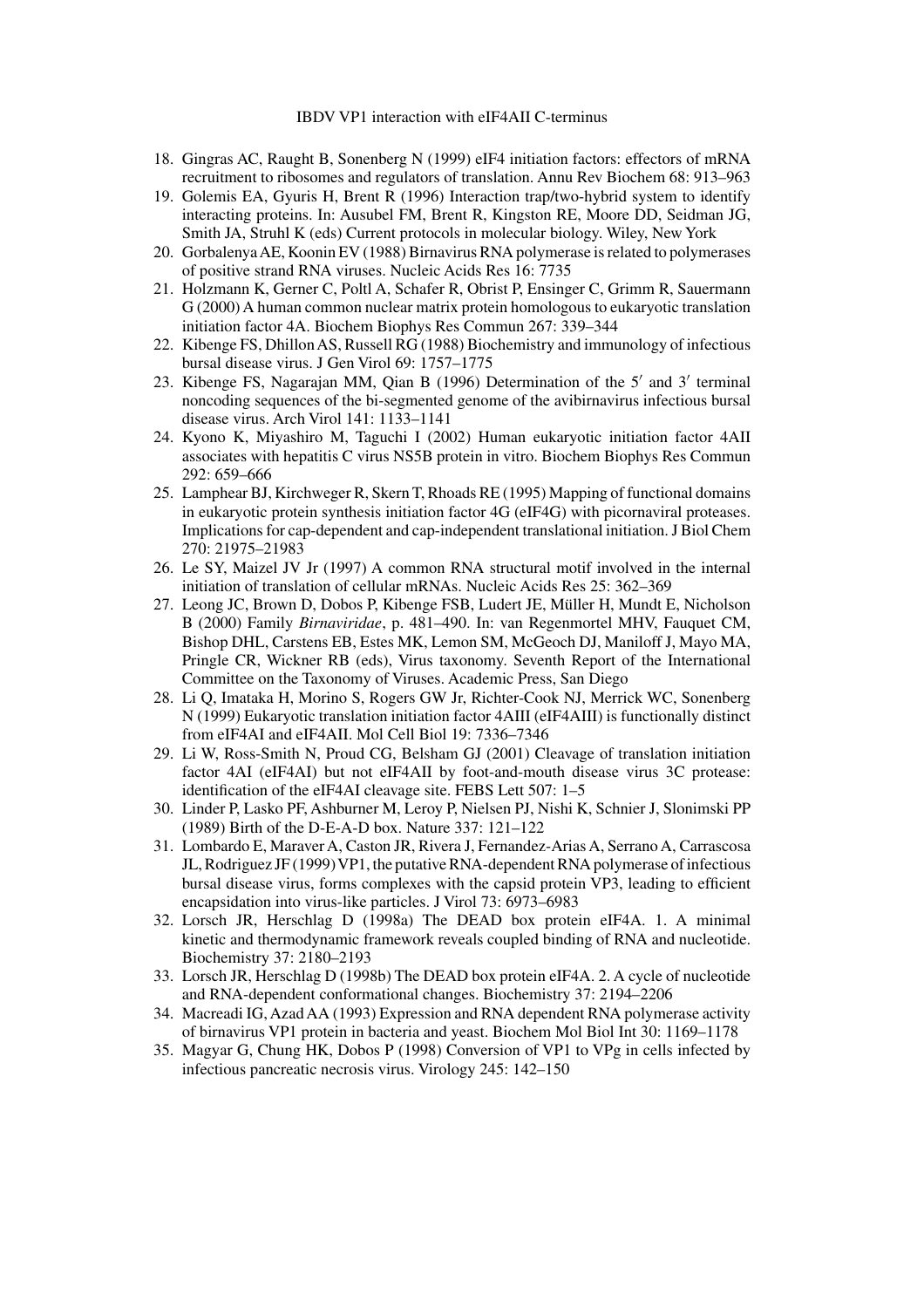18. Gingras AC, Raught B, Sonenberg N (1999) eIF4 initiation factors: effectors of mRNA recruitment to ribosomes and regulators of translation. Annu Rev Biochem 68: 913–963
19. Golemis EA, Gyuris H, Brent R (1996) Interaction trap/two-hybrid system to identify interacting proteins. In: Ausubel FM, Brent R, Kingston RE, Moore DD, Seidman JG, Smith JA, Struhl K (eds) Current protocols in molecular biology. Wiley, New York
20. Gorbalenya AE, Koonin EV (1988) Birnavirus RNA polymerase is related to polymerases of positive strand RNA viruses. Nucleic Acids Res 16: 7735
21. Holzmann K, Gerner C, Poltl A, Schafer R, Obrist P, Ensinger C, Grimm R, Sauermann G (2000) A human common nuclear matrix protein homologous to eukaryotic translation initiation factor 4A. Biochem Biophys Res Commun 267: 339–344
22. Kibenge FS, Dhillon AS, Russell RG (1988) Biochemistry and immunology of infectious bursal disease virus. J Gen Virol 69: 1757–1775
23. Kibenge FS, Nagarajan MM, Qian B (1996) Determination of the 5′ and 3′ terminal noncoding sequences of the bi-segmented genome of the avibirnavirus infectious bursal disease virus. Arch Virol 141: 1133–1141
24. Kyono K, Miyashiro M, Taguchi I (2002) Human eukaryotic initiation factor 4AII associates with hepatitis C virus NS5B protein in vitro. Biochem Biophys Res Commun 292: 659–666
25. Lamphear BJ, Kirchweger R, Skern T, Rhoads RE (1995) Mapping of functional domains in eukaryotic protein synthesis initiation factor 4G (eIF4G) with picornaviral proteases. Implications for cap-dependent and cap-independent translational initiation. J Biol Chem 270: 21975–21983
26. Le SY, Maizel JV Jr (1997) A common RNA structural motif involved in the internal initiation of translation of cellular mRNAs. Nucleic Acids Res 25: 362–369
27. Leong JC, Brown D, Dobos P, Kibenge FSB, Ludert JE, Müller H, Mundt E, Nicholson B (2000) Family *Birnaviridae*, p. 481–490. In: van Regenmortel MHV, Fauquet CM, Bishop DHL, Carstens EB, Estes MK, Lemon SM, McGeoch DJ, Maniloff J, Mayo MA, Pringle CR, Wickner RB (eds), Virus taxonomy. Seventh Report of the International Committee on the Taxonomy of Viruses. Academic Press, San Diego
28. Li Q, Imataka H, Morino S, Rogers GW Jr, Richter-Cook NJ, Merrick WC, Sonenberg N (1999) Eukaryotic translation initiation factor 4AIII (eIF4AIII) is functionally distinct from eIF4AI and eIF4AII. Mol Cell Biol 19: 7336–7346
29. Li W, Ross-Smith N, Proud CG, Belsham GJ (2001) Cleavage of translation initiation factor 4AI (eIF4AI) but not eIF4AII by foot-and-mouth disease virus 3C protease: identification of the eIF4AI cleavage site. FEBS Lett 507: 1–5
30. Linder P, Lasko PF, Ashburner M, Leroy P, Nielsen PJ, Nishi K, Schnier J, Slonimski PP (1989) Birth of the D-E-A-D box. Nature 337: 121–122
31. Lombardo E, Maraver A, Caston JR, Rivera J, Fernandez-Arias A, Serrano A, Carrascosa JL, Rodriguez JF (1999) VP1, the putative RNA-dependent RNA polymerase of infectious bursal disease virus, forms complexes with the capsid protein VP3, leading to efficient encapsidation into virus-like particles. J Virol 73: 6973–6983
32. Lorsch JR, Herschlag D (1998a) The DEAD box protein eIF4A. 1. A minimal kinetic and thermodynamic framework reveals coupled binding of RNA and nucleotide. Biochemistry 37: 2180–2193
33. Lorsch JR, Herschlag D (1998b) The DEAD box protein eIF4A. 2. A cycle of nucleotide and RNA-dependent conformational changes. Biochemistry 37: 2194–2206
34. Macreadi IG, Azad AA (1993) Expression and RNA dependent RNA polymerase activity of birnavirus VP1 protein in bacteria and yeast. Biochem Mol Biol Int 30: 1169–1178
35. Magyar G, Chung HK, Dobos P (1998) Conversion of VP1 to VPg in cells infected by infectious pancreatic necrosis virus. Virology 245: 142–150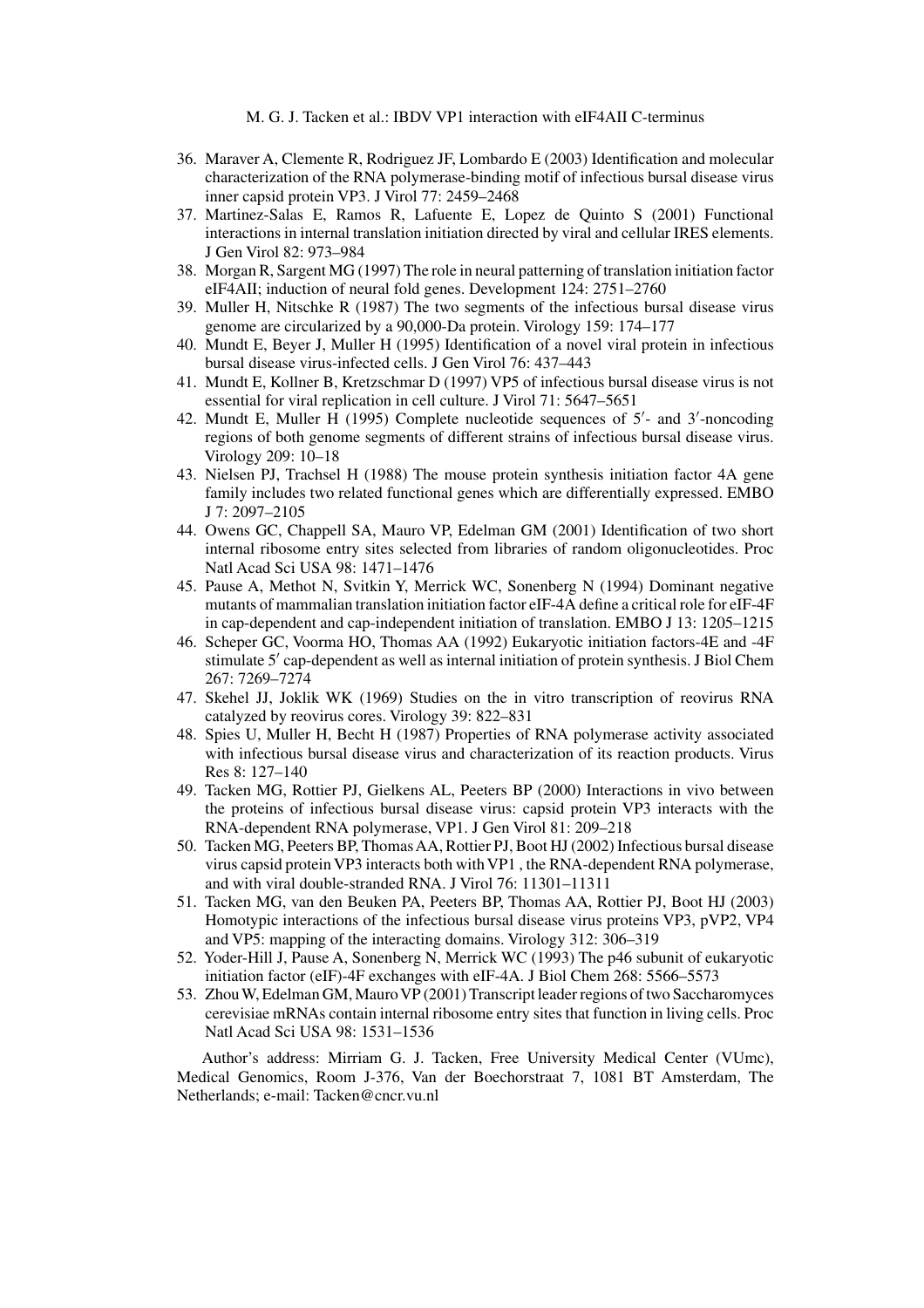36. Maraver A, Clemente R, Rodriguez JF, Lombardo E (2003) Identification and molecular characterization of the RNA polymerase-binding motif of infectious bursal disease virus inner capsid protein VP3. J Virol 77: 2459–2468
37. Martinez-Salas E, Ramos R, Lafuente E, Lopez de Quinto S (2001) Functional interactions in internal translation initiation directed by viral and cellular IRES elements. J Gen Virol 82: 973–984
38. Morgan R, Sargent MG (1997) The role in neural patterning of translation initiation factor eIF4AII; induction of neural fold genes. Development 124: 2751–2760
39. Muller H, Nitschke R (1987) The two segments of the infectious bursal disease virus genome are circularized by a 90,000-Da protein. Virology 159: 174–177
40. Mundt E, Beyer J, Muller H (1995) Identification of a novel viral protein in infectious bursal disease virus-infected cells. J Gen Virol 76: 437–443
41. Mundt E, Kollner B, Kretzschmar D (1997) VP5 of infectious bursal disease virus is not essential for viral replication in cell culture. J Virol 71: 5647–5651
42. Mundt E, Muller H (1995) Complete nucleotide sequences of 5′- and 3′-noncoding regions of both genome segments of different strains of infectious bursal disease virus. Virology 209: 10–18
43. Nielsen PJ, Trachsel H (1988) The mouse protein synthesis initiation factor 4A gene family includes two related functional genes which are differentially expressed. EMBO J 7: 2097–2105
44. Owens GC, Chappell SA, Mauro VP, Edelman GM (2001) Identification of two short internal ribosome entry sites selected from libraries of random oligonucleotides. Proc Natl Acad Sci USA 98: 1471–1476
45. Pause A, Methot N, Svitkin Y, Merrick WC, Sonenberg N (1994) Dominant negative mutants of mammalian translation initiation factor eIF-4A define a critical role for eIF-4F in cap-dependent and cap-independent initiation of translation. EMBO J 13: 1205–1215
46. Scheper GC, Voorma HO, Thomas AA (1992) Eukaryotic initiation factors-4E and -4F stimulate 5′ cap-dependent as well as internal initiation of protein synthesis. J Biol Chem 267: 7269–7274
47. Skehel JJ, Joklik WK (1969) Studies on the in vitro transcription of reovirus RNA catalyzed by reovirus cores. Virology 39: 822–831
48. Spies U, Muller H, Becht H (1987) Properties of RNA polymerase activity associated with infectious bursal disease virus and characterization of its reaction products. Virus Res 8: 127–140
49. Tacken MG, Rottier PJ, Gielkens AL, Peeters BP (2000) Interactions in vivo between the proteins of infectious bursal disease virus: capsid protein VP3 interacts with the RNA-dependent RNA polymerase, VP1. J Gen Virol 81: 209–218
50. Tacken MG, Peeters BP, Thomas AA, Rottier PJ, Boot HJ (2002) Infectious bursal disease virus capsid protein VP3 interacts both with VP1 , the RNA-dependent RNA polymerase, and with viral double-stranded RNA. J Virol 76: 11301–11311
51. Tacken MG, van den Beuken PA, Peeters BP, Thomas AA, Rottier PJ, Boot HJ (2003) Homotypic interactions of the infectious bursal disease virus proteins VP3, pVP2, VP4 and VP5: mapping of the interacting domains. Virology 312: 306–319
52. Yoder-Hill J, Pause A, Sonenberg N, Merrick WC (1993) The p46 subunit of eukaryotic initiation factor (eIF)-4F exchanges with eIF-4A. J Biol Chem 268: 5566–5573
53. Zhou W, Edelman GM, Mauro VP (2001) Transcript leader regions of two Saccharomyces cerevisiae mRNAs contain internal ribosome entry sites that function in living cells. Proc Natl Acad Sci USA 98: 1531–1536

Author's address: Mirriam G. J. Tacken, Free University Medical Center (VUmc), Medical Genomics, Room J-376, Van der Boechorstraat 7, 1081 BT Amsterdam, The Netherlands; e-mail: Tacken@cncr.vu.nl